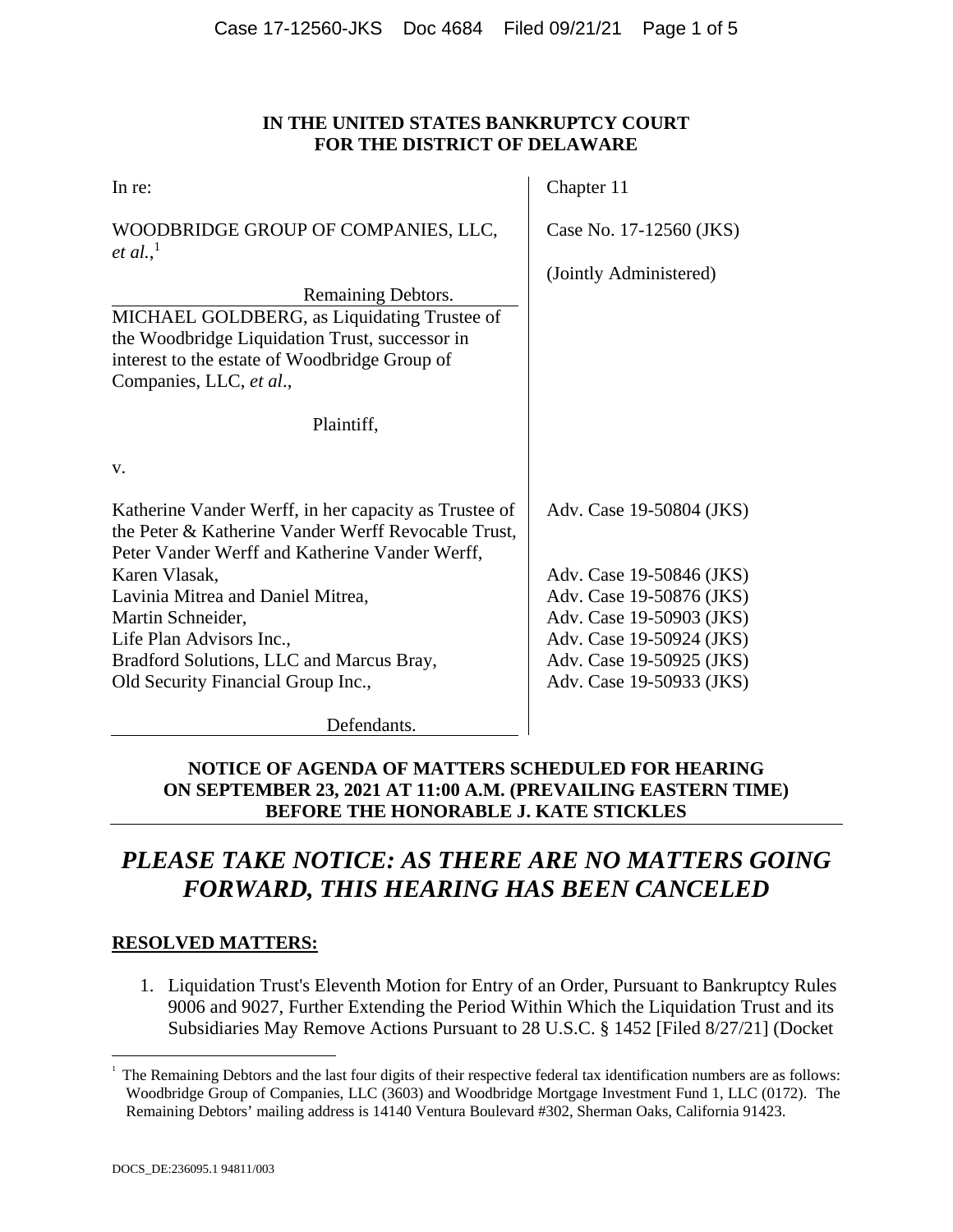**IN THE UNITED STATES BANKRUPTCY COURT**
**FOR THE DISTRICT OF DELAWARE**

| | |
|---|---|
| In re:<br><br>WOODBRIDGE GROUP OF COMPANIES, LLC, *et al.*,[1]<br><br>Remaining Debtors. | Chapter 11<br><br>Case No. 17-12560 (JKS)<br><br>(Jointly Administered) |
| MICHAEL GOLDBERG, as Liquidating Trustee of the Woodbridge Liquidation Trust, successor in interest to the estate of Woodbridge Group of Companies, LLC, *et al*.,<br><br>Plaintiff,<br><br>v. | |
| Katherine Vander Werff, in her capacity as Trustee of the Peter & Katherine Vander Werff Revocable Trust, Peter Vander Werff and Katherine Vander Werff, | Adv. Case 19-50804 (JKS) |
| Karen Vlasak, | Adv. Case 19-50846 (JKS) |
| Lavinia Mitrea and Daniel Mitrea, | Adv. Case 19-50876 (JKS) |
| Martin Schneider, | Adv. Case 19-50903 (JKS) |
| Life Plan Advisors Inc., | Adv. Case 19-50924 (JKS) |
| Bradford Solutions, LLC and Marcus Bray, | Adv. Case 19-50925 (JKS) |
| Old Security Financial Group Inc.,<br><br>Defendants. | Adv. Case 19-50933 (JKS) |

**NOTICE OF AGENDA OF MATTERS SCHEDULED FOR HEARING ON SEPTEMBER 23, 2021 AT 11:00 A.M. (PREVAILING EASTERN TIME) BEFORE THE HONORABLE J. KATE STICKLES**

# *PLEASE TAKE NOTICE: AS THERE ARE NO MATTERS GOING FORWARD, THIS HEARING HAS BEEN CANCELED*

**RESOLVED MATTERS:**

1. Liquidation Trust's Eleventh Motion for Entry of an Order, Pursuant to Bankruptcy Rules 9006 and 9027, Further Extending the Period Within Which the Liquidation Trust and its Subsidiaries May Remove Actions Pursuant to 28 U.S.C. § 1452 [Filed 8/27/21] (Docket

[1] The Remaining Debtors and the last four digits of their respective federal tax identification numbers are as follows: Woodbridge Group of Companies, LLC (3603) and Woodbridge Mortgage Investment Fund 1, LLC (0172). The Remaining Debtors' mailing address is 14140 Ventura Boulevard #302, Sherman Oaks, California 91423.

DOCS_DE:236095.1 94811/003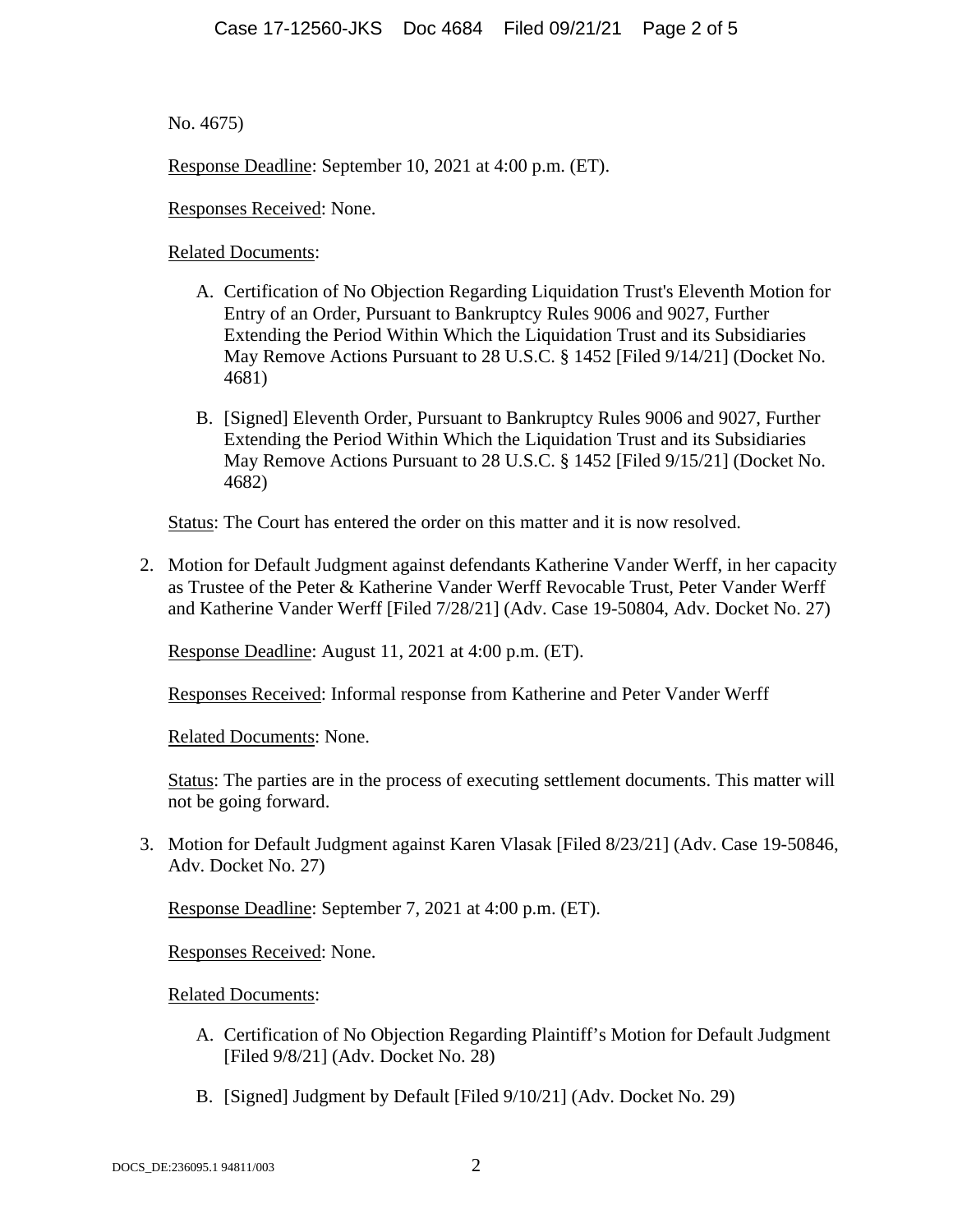No. 4675)

Response Deadline: September 10, 2021 at 4:00 p.m. (ET).

Responses Received: None.

Related Documents:

A. Certification of No Objection Regarding Liquidation Trust's Eleventh Motion for Entry of an Order, Pursuant to Bankruptcy Rules 9006 and 9027, Further Extending the Period Within Which the Liquidation Trust and its Subsidiaries May Remove Actions Pursuant to 28 U.S.C. § 1452 [Filed 9/14/21] (Docket No. 4681)

B. [Signed] Eleventh Order, Pursuant to Bankruptcy Rules 9006 and 9027, Further Extending the Period Within Which the Liquidation Trust and its Subsidiaries May Remove Actions Pursuant to 28 U.S.C. § 1452 [Filed 9/15/21] (Docket No. 4682)

Status: The Court has entered the order on this matter and it is now resolved.

2. Motion for Default Judgment against defendants Katherine Vander Werff, in her capacity as Trustee of the Peter & Katherine Vander Werff Revocable Trust, Peter Vander Werff and Katherine Vander Werff [Filed 7/28/21] (Adv. Case 19-50804, Adv. Docket No. 27)

   Response Deadline: August 11, 2021 at 4:00 p.m. (ET).

   Responses Received: Informal response from Katherine and Peter Vander Werff

   Related Documents: None.

   Status: The parties are in the process of executing settlement documents. This matter will not be going forward.

3. Motion for Default Judgment against Karen Vlasak [Filed 8/23/21] (Adv. Case 19-50846, Adv. Docket No. 27)

   Response Deadline: September 7, 2021 at 4:00 p.m. (ET).

   Responses Received: None.

   Related Documents:

   A. Certification of No Objection Regarding Plaintiff's Motion for Default Judgment [Filed 9/8/21] (Adv. Docket No. 28)

   B. [Signed] Judgment by Default [Filed 9/10/21] (Adv. Docket No. 29)

DOCS_DE:236095.1 94811/003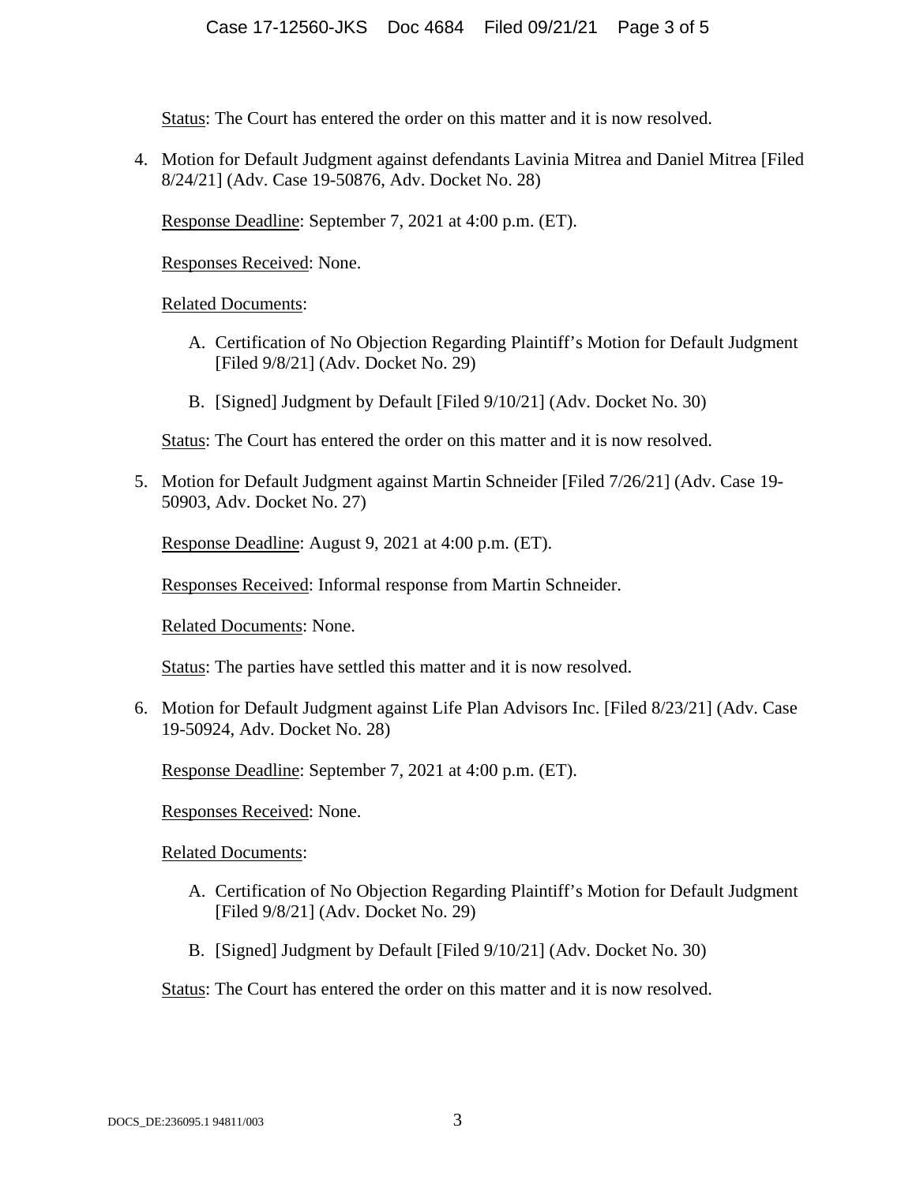Status: The Court has entered the order on this matter and it is now resolved.

4. Motion for Default Judgment against defendants Lavinia Mitrea and Daniel Mitrea [Filed 8/24/21] (Adv. Case 19-50876, Adv. Docket No. 28)

   Response Deadline: September 7, 2021 at 4:00 p.m. (ET).

   Responses Received: None.

   Related Documents:

   A. Certification of No Objection Regarding Plaintiff's Motion for Default Judgment [Filed 9/8/21] (Adv. Docket No. 29)

   B. [Signed] Judgment by Default [Filed 9/10/21] (Adv. Docket No. 30)

   Status: The Court has entered the order on this matter and it is now resolved.

5. Motion for Default Judgment against Martin Schneider [Filed 7/26/21] (Adv. Case 19-50903, Adv. Docket No. 27)

   Response Deadline: August 9, 2021 at 4:00 p.m. (ET).

   Responses Received: Informal response from Martin Schneider.

   Related Documents: None.

   Status: The parties have settled this matter and it is now resolved.

6. Motion for Default Judgment against Life Plan Advisors Inc. [Filed 8/23/21] (Adv. Case 19-50924, Adv. Docket No. 28)

   Response Deadline: September 7, 2021 at 4:00 p.m. (ET).

   Responses Received: None.

   Related Documents:

   A. Certification of No Objection Regarding Plaintiff's Motion for Default Judgment [Filed 9/8/21] (Adv. Docket No. 29)

   B. [Signed] Judgment by Default [Filed 9/10/21] (Adv. Docket No. 30)

   Status: The Court has entered the order on this matter and it is now resolved.

DOCS_DE:236095.1 94811/003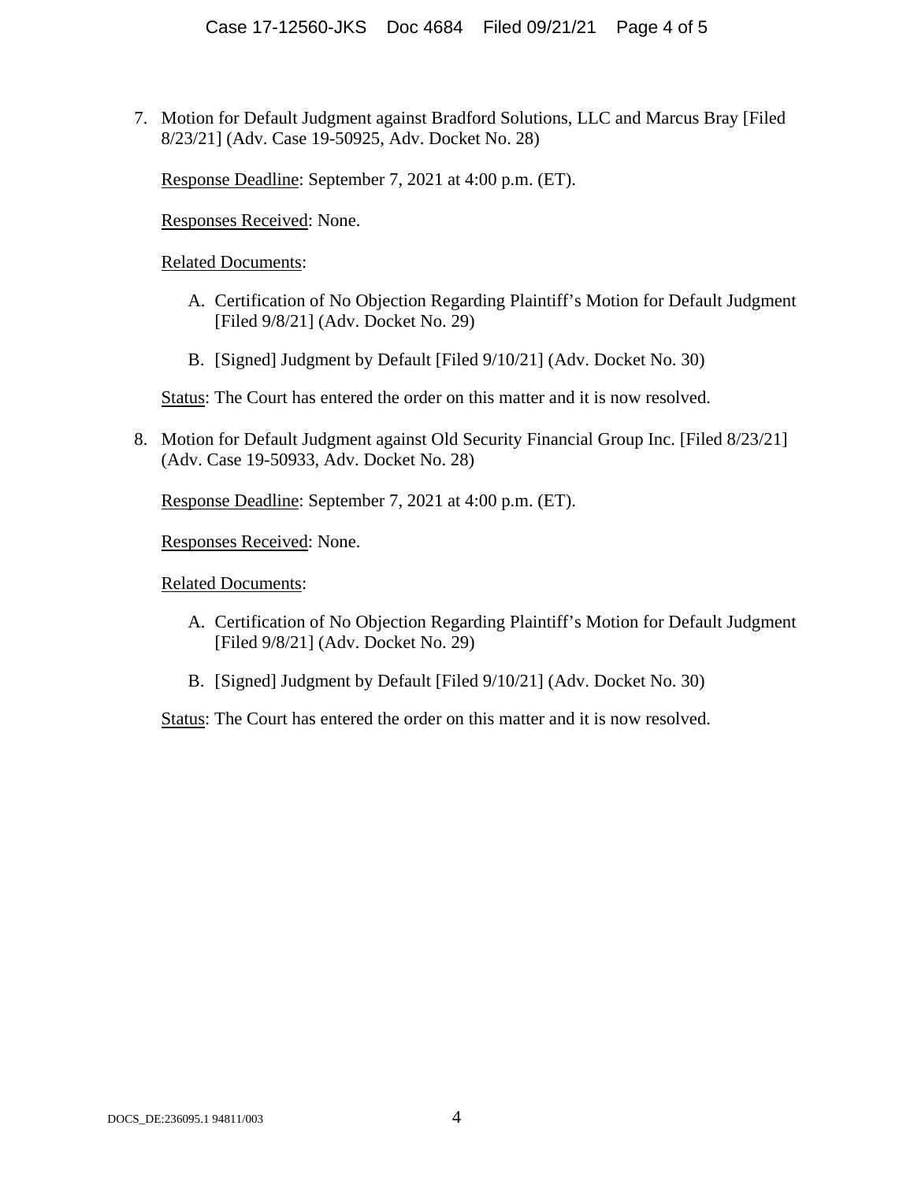7. Motion for Default Judgment against Bradford Solutions, LLC and Marcus Bray [Filed 8/23/21] (Adv. Case 19-50925, Adv. Docket No. 28)

   Response Deadline: September 7, 2021 at 4:00 p.m. (ET).

   Responses Received: None.

   Related Documents:

   A. Certification of No Objection Regarding Plaintiff's Motion for Default Judgment [Filed 9/8/21] (Adv. Docket No. 29)

   B. [Signed] Judgment by Default [Filed 9/10/21] (Adv. Docket No. 30)

   Status: The Court has entered the order on this matter and it is now resolved.

8. Motion for Default Judgment against Old Security Financial Group Inc. [Filed 8/23/21] (Adv. Case 19-50933, Adv. Docket No. 28)

   Response Deadline: September 7, 2021 at 4:00 p.m. (ET).

   Responses Received: None.

   Related Documents:

   A. Certification of No Objection Regarding Plaintiff's Motion for Default Judgment [Filed 9/8/21] (Adv. Docket No. 29)

   B. [Signed] Judgment by Default [Filed 9/10/21] (Adv. Docket No. 30)

   Status: The Court has entered the order on this matter and it is now resolved.

DOCS_DE:236095.1 94811/003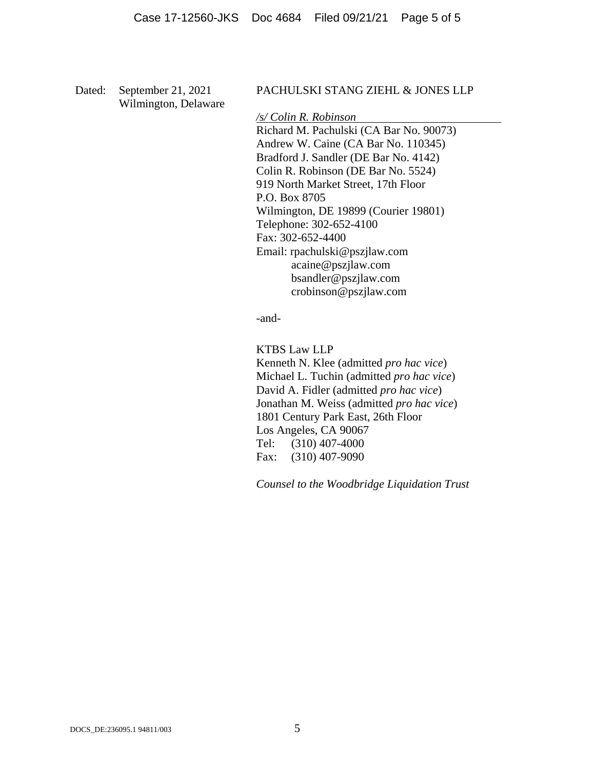Dated: September 21, 2021
Wilmington, Delaware

PACHULSKI STANG ZIEHL & JONES LLP

*/s/ Colin R. Robinson*
Richard M. Pachulski (CA Bar No. 90073)
Andrew W. Caine (CA Bar No. 110345)
Bradford J. Sandler (DE Bar No. 4142)
Colin R. Robinson (DE Bar No. 5524)
919 North Market Street, 17th Floor
P.O. Box 8705
Wilmington, DE 19899 (Courier 19801)
Telephone: 302-652-4100
Fax: 302-652-4400
Email: rpachulski@pszjlaw.com
acaine@pszjlaw.com
bsandler@pszjlaw.com
crobinson@pszjlaw.com

-and-

KTBS Law LLP
Kenneth N. Klee (admitted *pro hac vice*)
Michael L. Tuchin (admitted *pro hac vice*)
David A. Fidler (admitted *pro hac vice*)
Jonathan M. Weiss (admitted *pro hac vice*)
1801 Century Park East, 26th Floor
Los Angeles, CA 90067
Tel: (310) 407-4000
Fax: (310) 407-9090

*Counsel to the Woodbridge Liquidation Trust*

DOCS_DE:236095.1 94811/003